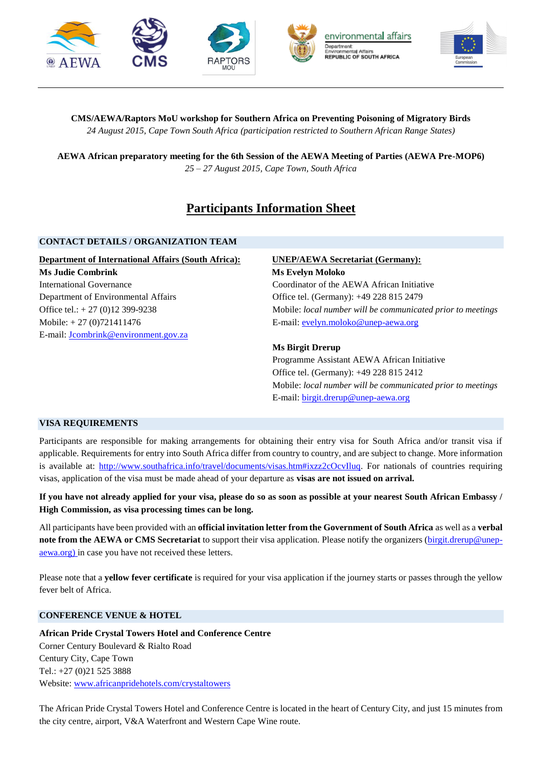**CMS/AEWA/Raptors MoU workshop for Southern Africa on Preventing Poisoning of Migratory Birds**
*24 August 2015, Cape Town South Africa (participation restricted to Southern African Range States)*

**AEWA African preparatory meeting for the 6th Session of the AEWA Meeting of Parties (AEWA Pre-MOP6)**
*25 – 27 August 2015, Cape Town, South Africa*

# Participants Information Sheet

## CONTACT DETAILS / ORGANIZATION TEAM

**Department of International Affairs (South Africa):**
**Ms Judie Combrink**
International Governance
Department of Environmental Affairs
Office tel.: + 27 (0)12 399-9238
Mobile: + 27 (0)721411476
E-mail: Jcombrink@environment.gov.za

**UNEP/AEWA Secretariat (Germany):**
**Ms Evelyn Moloko**
Coordinator of the AEWA African Initiative
Office tel. (Germany): +49 228 815 2479
Mobile: *local number will be communicated prior to meetings*
E-mail: evelyn.moloko@unep-aewa.org

**Ms Birgit Drerup**
Programme Assistant AEWA African Initiative
Office tel. (Germany): +49 228 815 2412
Mobile: *local number will be communicated prior to meetings*
E-mail: birgit.drerup@unep-aewa.org

## VISA REQUIREMENTS

Participants are responsible for making arrangements for obtaining their entry visa for South Africa and/or transit visa if applicable. Requirements for entry into South Africa differ from country to country, and are subject to change. More information is available at: http://www.southafrica.info/travel/documents/visas.htm#ixzz2cOcvIluq. For nationals of countries requiring visas, application of the visa must be made ahead of your departure as **visas are not issued on arrival.**

**If you have not already applied for your visa, please do so as soon as possible at your nearest South African Embassy / High Commission, as visa processing times can be long.**

All participants have been provided with an **official invitation letter from the Government of South Africa** as well as a **verbal note from the AEWA or CMS Secretariat** to support their visa application. Please notify the organizers (birgit.drerup@unep-aewa.org) in case you have not received these letters.

Please note that a **yellow fever certificate** is required for your visa application if the journey starts or passes through the yellow fever belt of Africa.

## CONFERENCE VENUE & HOTEL

**African Pride Crystal Towers Hotel and Conference Centre**
Corner Century Boulevard & Rialto Road
Century City, Cape Town
Tel.: +27 (0)21 525 3888
Website: www.africanpridehotels.com/crystaltowers

The African Pride Crystal Towers Hotel and Conference Centre is located in the heart of Century City, and just 15 minutes from the city centre, airport, V&A Waterfront and Western Cape Wine route.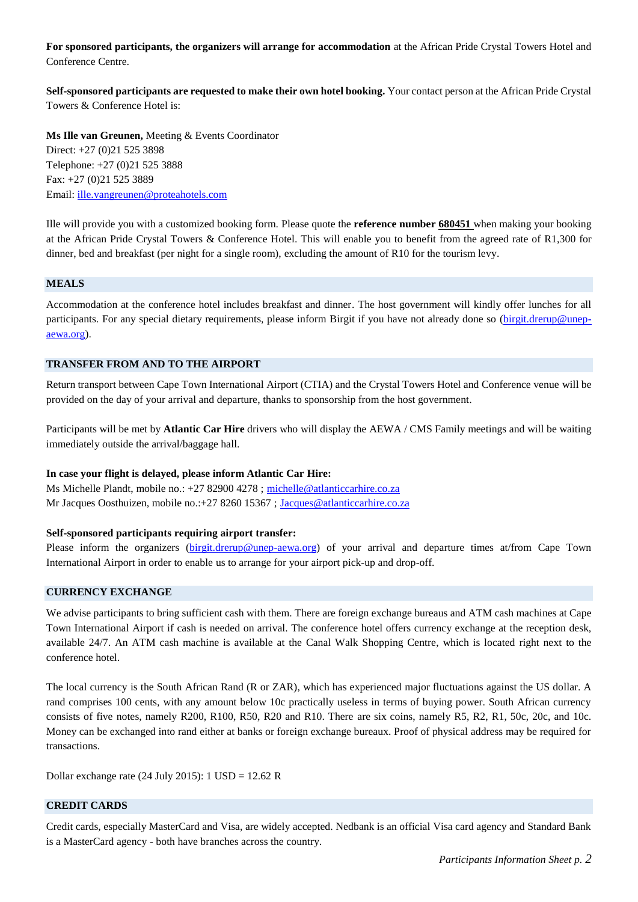**For sponsored participants, the organizers will arrange for accommodation** at the African Pride Crystal Towers Hotel and Conference Centre.

**Self-sponsored participants are requested to make their own hotel booking.** Your contact person at the African Pride Crystal Towers & Conference Hotel is:

**Ms Ille van Greunen,** Meeting & Events Coordinator
Direct: +27 (0)21 525 3898
Telephone: +27 (0)21 525 3888
Fax: +27 (0)21 525 3889
Email: ille.vangreunen@proteahotels.com

Ille will provide you with a customized booking form. Please quote the **reference number 680451** when making your booking at the African Pride Crystal Towers & Conference Hotel. This will enable you to benefit from the agreed rate of R1,300 for dinner, bed and breakfast (per night for a single room), excluding the amount of R10 for the tourism levy.

## MEALS

Accommodation at the conference hotel includes breakfast and dinner. The host government will kindly offer lunches for all participants. For any special dietary requirements, please inform Birgit if you have not already done so (birgit.drerup@unep-aewa.org).

## TRANSFER FROM AND TO THE AIRPORT

Return transport between Cape Town International Airport (CTIA) and the Crystal Towers Hotel and Conference venue will be provided on the day of your arrival and departure, thanks to sponsorship from the host government.

Participants will be met by **Atlantic Car Hire** drivers who will display the AEWA / CMS Family meetings and will be waiting immediately outside the arrival/baggage hall.

**In case your flight is delayed, please inform Atlantic Car Hire:**
Ms Michelle Plandt, mobile no.: +27 82900 4278 ; michelle@atlanticcarhire.co.za
Mr Jacques Oosthuizen, mobile no.:+27 8260 15367 ; Jacques@atlanticcarhire.co.za

**Self-sponsored participants requiring airport transfer:**
Please inform the organizers (birgit.drerup@unep-aewa.org) of your arrival and departure times at/from Cape Town International Airport in order to enable us to arrange for your airport pick-up and drop-off.

## CURRENCY EXCHANGE

We advise participants to bring sufficient cash with them. There are foreign exchange bureaus and ATM cash machines at Cape Town International Airport if cash is needed on arrival. The conference hotel offers currency exchange at the reception desk, available 24/7. An ATM cash machine is available at the Canal Walk Shopping Centre, which is located right next to the conference hotel.

The local currency is the South African Rand (R or ZAR), which has experienced major fluctuations against the US dollar. A rand comprises 100 cents, with any amount below 10c practically useless in terms of buying power. South African currency consists of five notes, namely R200, R100, R50, R20 and R10. There are six coins, namely R5, R2, R1, 50c, 20c, and 10c. Money can be exchanged into rand either at banks or foreign exchange bureaux. Proof of physical address may be required for transactions.

Dollar exchange rate (24 July 2015): 1 USD = 12.62 R

## CREDIT CARDS

Credit cards, especially MasterCard and Visa, are widely accepted. Nedbank is an official Visa card agency and Standard Bank is a MasterCard agency - both have branches across the country.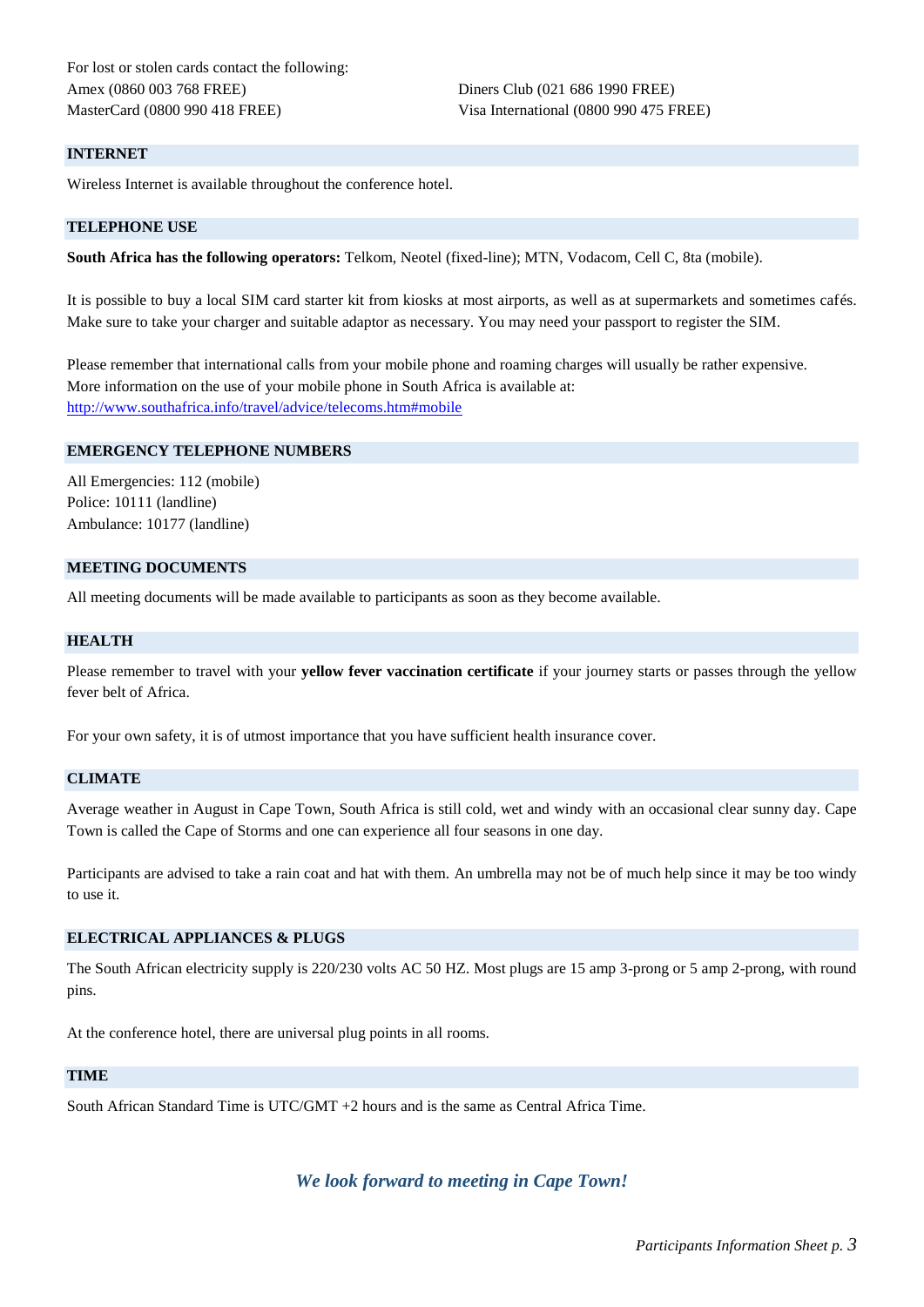For lost or stolen cards contact the following:

Amex (0860 003 768 FREE)

MasterCard (0800 990 418 FREE)

Diners Club (021 686 1990 FREE)

Visa International (0800 990 475 FREE)

## INTERNET

Wireless Internet is available throughout the conference hotel.

## TELEPHONE USE

**South Africa has the following operators:** Telkom, Neotel (fixed-line); MTN, Vodacom, Cell C, 8ta (mobile).

It is possible to buy a local SIM card starter kit from kiosks at most airports, as well as at supermarkets and sometimes cafés. Make sure to take your charger and suitable adaptor as necessary. You may need your passport to register the SIM.

Please remember that international calls from your mobile phone and roaming charges will usually be rather expensive.
More information on the use of your mobile phone in South Africa is available at:
http://www.southafrica.info/travel/advice/telecoms.htm#mobile

## EMERGENCY TELEPHONE NUMBERS

All Emergencies: 112 (mobile)
Police: 10111 (landline)
Ambulance: 10177 (landline)

## MEETING DOCUMENTS

All meeting documents will be made available to participants as soon as they become available.

## HEALTH

Please remember to travel with your **yellow fever vaccination certificate** if your journey starts or passes through the yellow fever belt of Africa.

For your own safety, it is of utmost importance that you have sufficient health insurance cover.

## CLIMATE

Average weather in August in Cape Town, South Africa is still cold, wet and windy with an occasional clear sunny day. Cape Town is called the Cape of Storms and one can experience all four seasons in one day.

Participants are advised to take a rain coat and hat with them. An umbrella may not be of much help since it may be too windy to use it.

## ELECTRICAL APPLIANCES & PLUGS

The South African electricity supply is 220/230 volts AC 50 HZ. Most plugs are 15 amp 3-prong or 5 amp 2-prong, with round pins.

At the conference hotel, there are universal plug points in all rooms.

## TIME

South African Standard Time is UTC/GMT +2 hours and is the same as Central Africa Time.

***We look forward to meeting in Cape Town!***